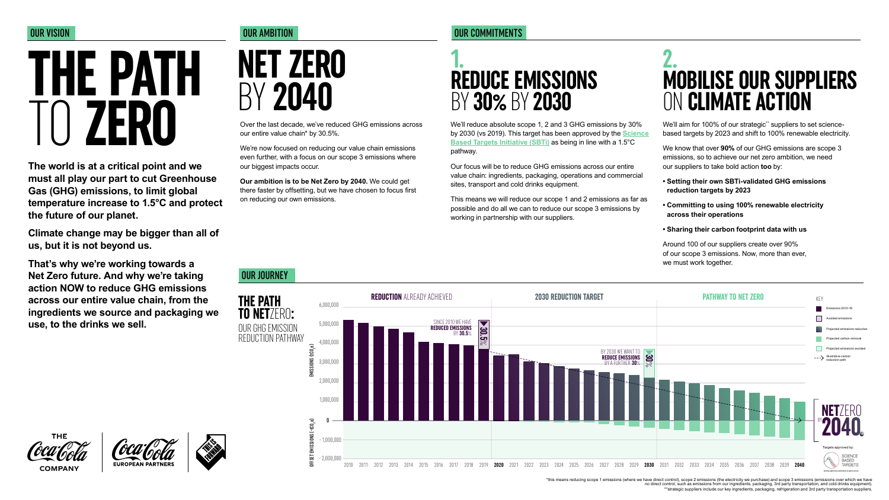## OUR VISION

# THE PATH TO ZERO

**The world is at a critical point and we must all play our part to cut Greenhouse Gas (GHG) emissions, to limit global temperature increase to 1.5°C and protect the future of our planet.**

**Climate change may be bigger than all of us, but it is not beyond us.**

**That's why we're working towards a Net Zero future. And why we're taking action NOW to reduce GHG emissions across our entire value chain, from the ingredients we source and packaging we use, to the drinks we sell.**

## OUR AMBITION

# NET ZERO BY 2040

Over the last decade, we've reduced GHG emissions across our entire value chain* by 30.5%.

We're now focused on reducing our value chain emissions even further, with a focus on our scope 3 emissions where our biggest impacts occur.

**Our ambition is to be Net Zero by 2040.** We could get there faster by offsetting, but we have chosen to focus first on reducing our own emissions.

## OUR COMMITMENTS

# 1. REDUCE EMISSIONS BY 30% BY 2030

We'll reduce absolute scope 1, 2 and 3 GHG emissions by 30% by 2030 (vs 2019). This target has been approved by the **Science Based Targets Initiative (SBTi)** as being in line with a 1.5°C pathway.

Our focus will be to reduce GHG emissions across our entire value chain: ingredients, packaging, operations and commercial sites, transport and cold drinks equipment.

This means we will reduce our scope 1 and 2 emissions as far as possible and do all we can to reduce our scope 3 emissions by working in partnership with our suppliers.

# 2. MOBILISE OUR SUPPLIERS ON CLIMATE ACTION

We'll aim for 100% of our strategic** suppliers to set science-based targets by 2023 and shift to 100% renewable electricity.

We know that over **90%** of our GHG emissions are scope 3 emissions, so to achieve our net zero ambition, we need our suppliers to take bold action **too** by:

- **Setting their own SBTi-validated GHG emissions reduction targets by 2023**
- **Committing to using 100% renewable electricity across their operations**
- **Sharing their carbon footprint data with us**

Around 100 of our suppliers create over 90% of our scope 3 emissions. Now, more than ever, we must work together.

## OUR JOURNEY

### THE PATH TO NETZERO: OUR GHG EMISSION REDUCTION PATHWAY

REDUCTION ALREADY ACHIEVED — SINCE 2010 WE HAVE **REDUCED EMISSIONS** BY **30.5%**

2030 REDUCTION TARGET — BY 2030 WE WANT TO **REDUCE EMISSIONS** BY A FURTHER **30%**

PATHWAY TO NET ZERO — **NET**ZERO BY **2040**

Key: Emissions 2010–19; Avoided emissions; Projected emissions reduction; Projected carbon removal; Projected emissions avoided; Illustrative carbon reduction path

Targets approved by: Science Based Targets

*this means reducing scope 1 emissions (where we have direct control), scope 2 emissions (the electricity we purchase) and scope 3 emissions (emissions over which we have no direct control, such as emissions from our ingredients, packaging, 3rd party transportation, and cold drinks equipment).

**strategic suppliers include our key ingredients, packaging, refrigeration and 3rd party transportation suppliers.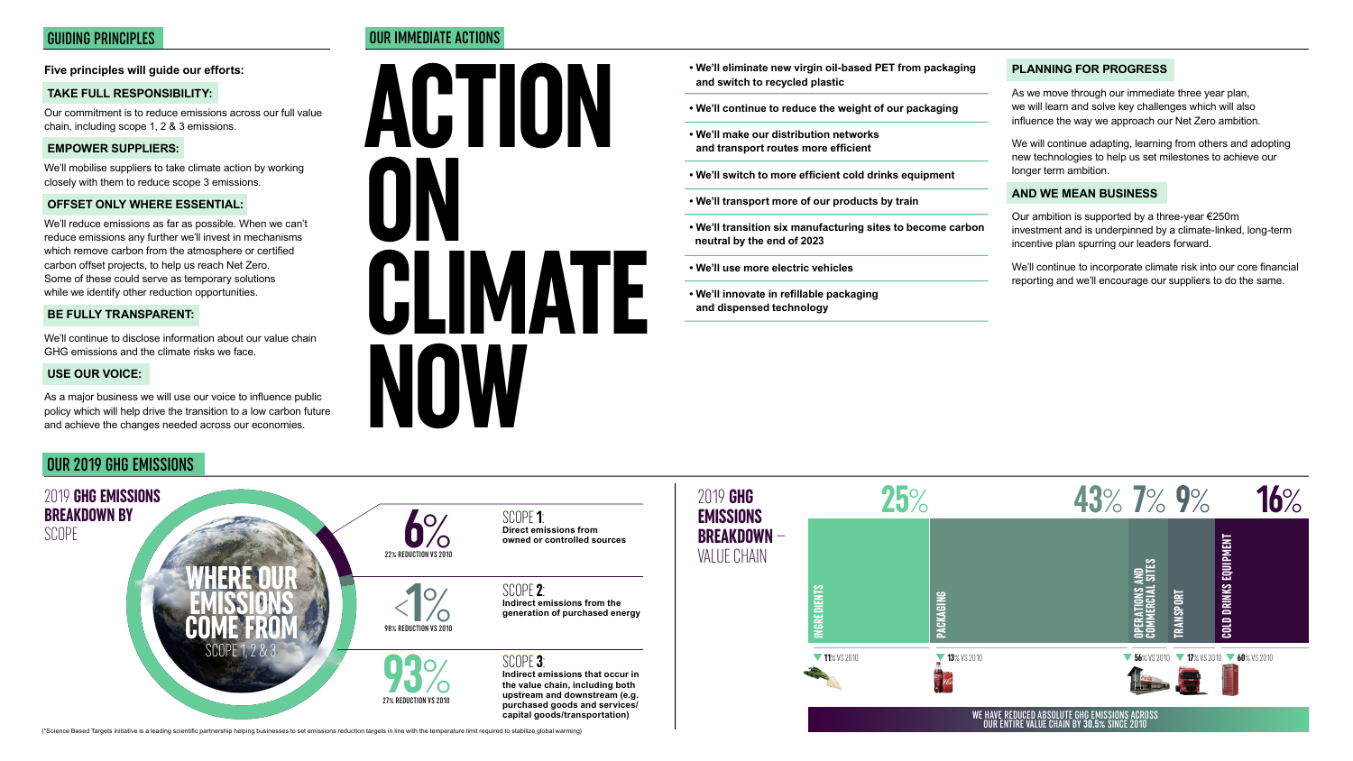## GUIDING PRINCIPLES

**Five principles will guide our efforts:**

**TAKE FULL RESPONSIBILITY:**

Our commitment is to reduce emissions across our full value chain, including scope 1, 2 & 3 emissions.

**EMPOWER SUPPLIERS:**

We'll mobilise suppliers to take climate action by working closely with them to reduce scope 3 emissions.

**OFFSET ONLY WHERE ESSENTIAL:**

We'll reduce emissions as far as possible. When we can't reduce emissions any further we'll invest in mechanisms which remove carbon from the atmosphere or certified carbon offset projects, to help us reach Net Zero. Some of these could serve as temporary solutions while we identify other reduction opportunities.

**BE FULLY TRANSPARENT:**

We'll continue to disclose information about our value chain GHG emissions and the climate risks we face.

**USE OUR VOICE:**

As a major business we will use our voice to influence public policy which will help drive the transition to a low carbon future and achieve the changes needed across our economies.

## OUR IMMEDIATE ACTIONS

# ACTION ON CLIMATE NOW

- **We'll eliminate new virgin oil-based PET from packaging and switch to recycled plastic**
- **We'll continue to reduce the weight of our packaging**
- **We'll make our distribution networks and transport routes more efficient**
- **We'll switch to more efficient cold drinks equipment**
- **We'll transport more of our products by train**
- **We'll transition six manufacturing sites to become carbon neutral by the end of 2023**
- **We'll use more electric vehicles**
- **We'll innovate in refillable packaging and dispensed technology**

**PLANNING FOR PROGRESS**

As we move through our immediate three year plan, we will learn and solve key challenges which will also influence the way we approach our Net Zero ambition.

We will continue adapting, learning from others and adopting new technologies to help us set milestones to achieve our longer term ambition.

**AND WE MEAN BUSINESS**

Our ambition is supported by a three-year €250m investment and is underpinned by a climate-linked, long-term incentive plan spurring our leaders forward.

We'll continue to incorporate climate risk into our core financial reporting and we'll encourage our suppliers to do the same.

## OUR 2019 GHG EMISSIONS

2019 **GHG EMISSIONS BREAKDOWN BY** SCOPE

WHERE OUR EMISSIONS COME FROM

SCOPE 1, 2 & 3

6%
22% REDUCTION VS 2010

SCOPE 1: **Direct emissions from owned or controlled sources**

<1%
98% REDUCTION VS 2010

SCOPE 2: **Indirect emissions from the generation of purchased energy**

93%
27% REDUCTION VS 2010

SCOPE 3: **Indirect emissions that occur in the value chain, including both upstream and downstream (e.g. purchased goods and services/ capital goods/transportation)**

2019 **GHG EMISSIONS BREAKDOWN** – VALUE CHAIN

25% INGREDIENTS — ▼ 11% VS 2010

43% PACKAGING — ▼ 13% VS 2010

7% OPERATIONS AND COMMERCIAL SITES — ▼ 56% VS 2010

9% TRANSPORT — ▼ 17% VS 2010

16% COLD DRINKS EQUIPMENT — ▼ 60% VS 2010

WE HAVE REDUCED ABSOLUTE GHG EMISSIONS ACROSS OUR ENTIRE VALUE CHAIN BY 30.5% SINCE 2010

(*Science Based Targets initiative is a leading scientific partnership helping businesses to set emissions reduction targets in line with the temperature limit required to stabilize global warming)